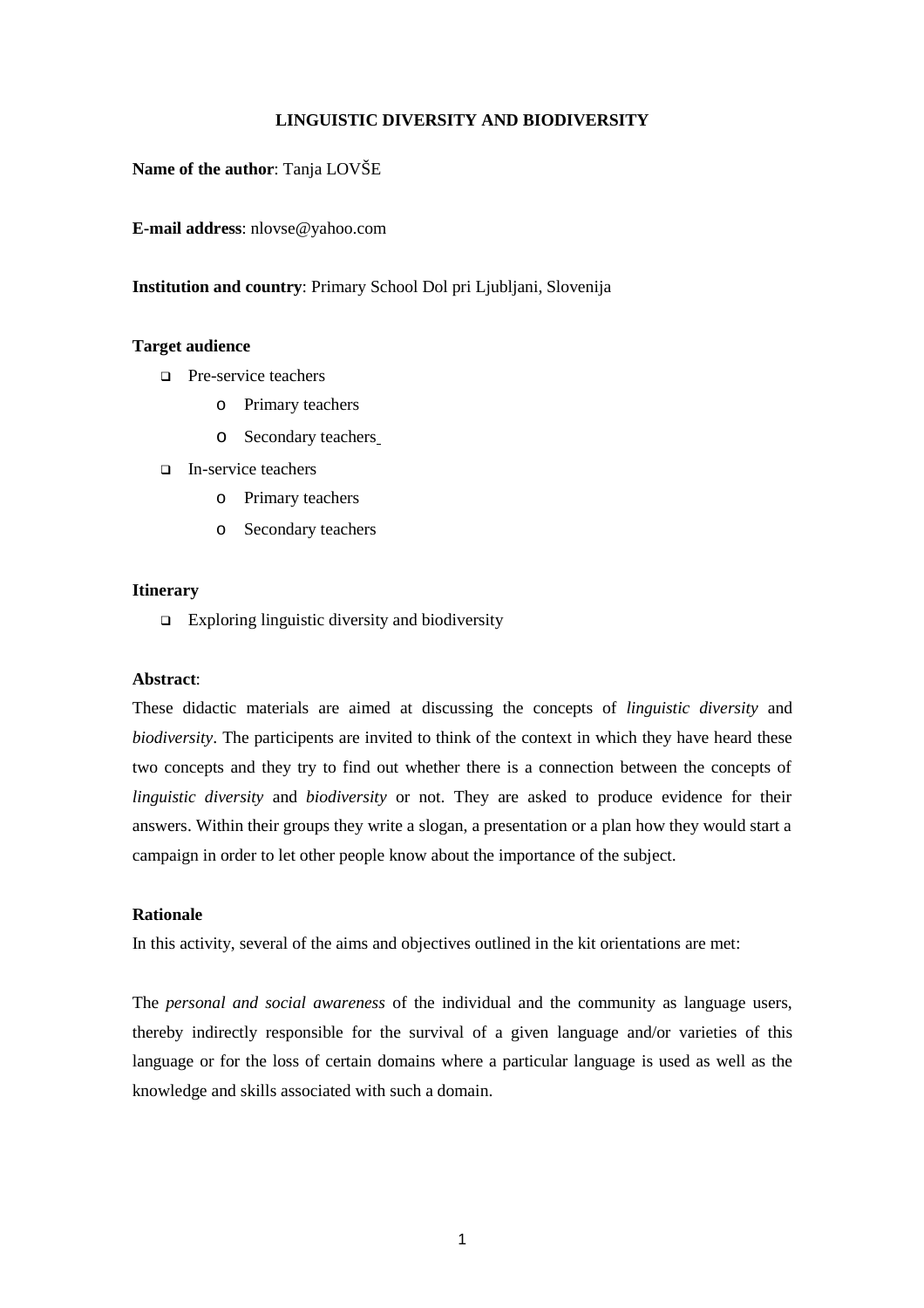# LINGUISTIC DIVERSITY AND BIODIVERSITY

**Name of the author**: Tanja LOVŠE

**E-mail address**: nlovse@yahoo.com

**Institution and country**: Primary School Dol pri Ljubljani, Slovenija

**Target audience**

- Pre-service teachers
  - Primary teachers
  - Secondary teachers
- In-service teachers
  - Primary teachers
  - Secondary teachers

**Itinerary**

- Exploring linguistic diversity and biodiversity

**Abstract**:

These didactic materials are aimed at discussing the concepts of *linguistic diversity* and *biodiversity*. The participants are invited to think of the context in which they have heard these two concepts and they try to find out whether there is a connection between the concepts of *linguistic diversity* and *biodiversity* or not. They are asked to produce evidence for their answers. Within their groups they write a slogan, a presentation or a plan how they would start a campaign in order to let other people know about the importance of the subject.

**Rationale**

In this activity, several of the aims and objectives outlined in the kit orientations are met:

The *personal and social awareness* of the individual and the community as language users, thereby indirectly responsible for the survival of a given language and/or varieties of this language or for the loss of certain domains where a particular language is used as well as the knowledge and skills associated with such a domain.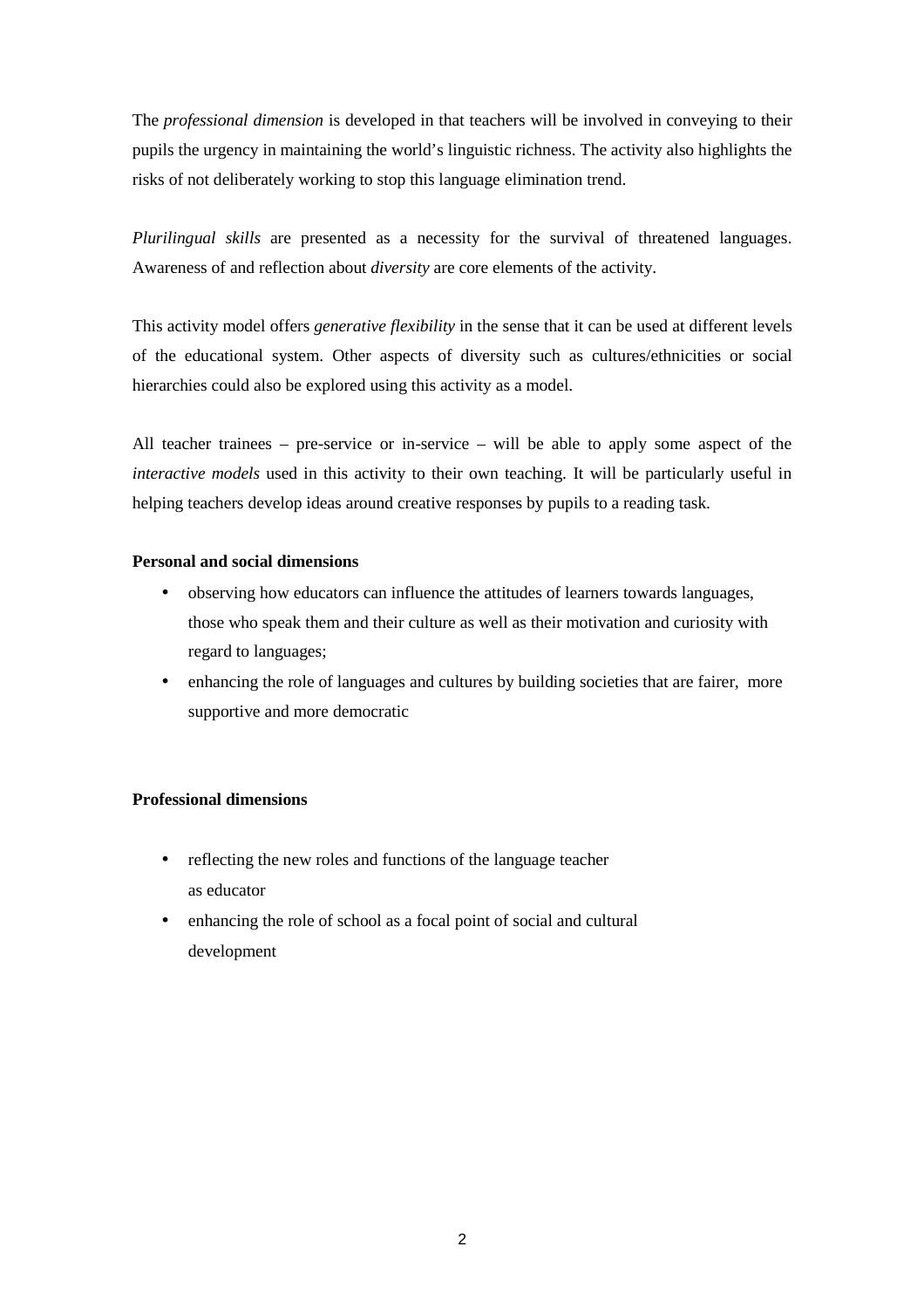The *professional dimension* is developed in that teachers will be involved in conveying to their pupils the urgency in maintaining the world's linguistic richness. The activity also highlights the risks of not deliberately working to stop this language elimination trend.

*Plurilingual skills* are presented as a necessity for the survival of threatened languages. Awareness of and reflection about *diversity* are core elements of the activity.

This activity model offers *generative flexibility* in the sense that it can be used at different levels of the educational system. Other aspects of diversity such as cultures/ethnicities or social hierarchies could also be explored using this activity as a model.

All teacher trainees – pre-service or in-service – will be able to apply some aspect of the *interactive models* used in this activity to their own teaching. It will be particularly useful in helping teachers develop ideas around creative responses by pupils to a reading task.

**Personal and social dimensions**

- observing how educators can influence the attitudes of learners towards languages, those who speak them and their culture as well as their motivation and curiosity with regard to languages;
- enhancing the role of languages and cultures by building societies that are fairer, more supportive and more democratic

**Professional dimensions**

- reflecting the new roles and functions of the language teacher as educator
- enhancing the role of school as a focal point of social and cultural development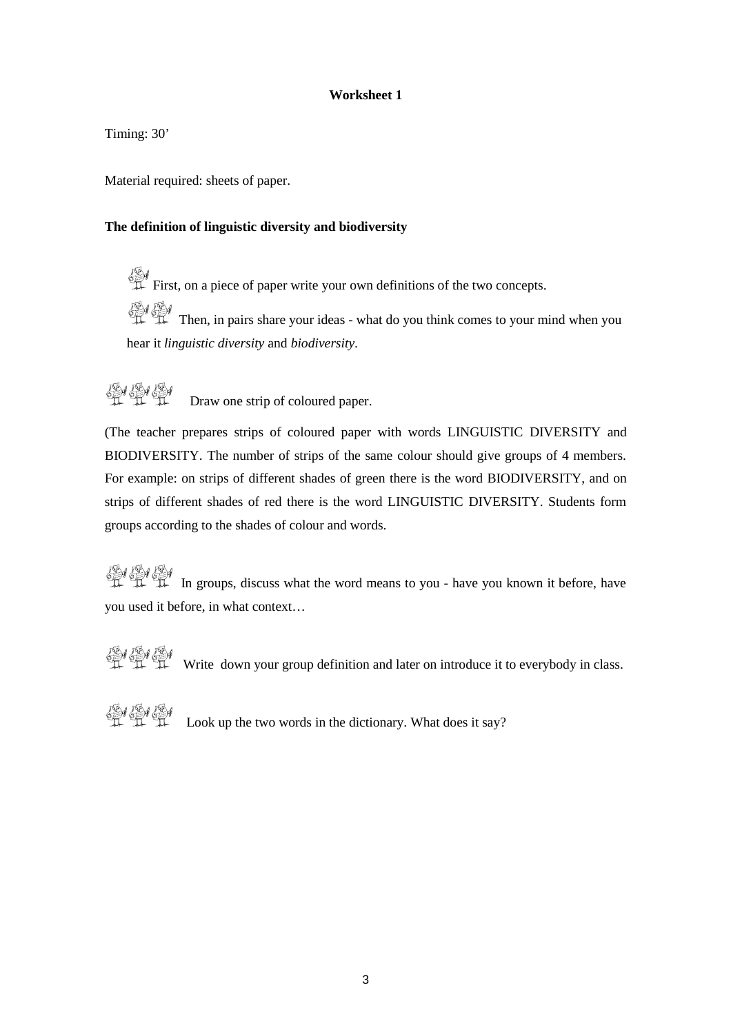**Worksheet 1**

Timing: 30'

Material required: sheets of paper.

**The definition of linguistic diversity and biodiversity**

First, on a piece of paper write your own definitions of the two concepts.

Then, in pairs share your ideas - what do you think comes to your mind when you hear it *linguistic diversity* and *biodiversity*.

Draw one strip of coloured paper.

(The teacher prepares strips of coloured paper with words LINGUISTIC DIVERSITY and BIODIVERSITY. The number of strips of the same colour should give groups of 4 members. For example: on strips of different shades of green there is the word BIODIVERSITY, and on strips of different shades of red there is the word LINGUISTIC DIVERSITY. Students form groups according to the shades of colour and words.

In groups, discuss what the word means to you - have you known it before, have you used it before, in what context…

Write down your group definition and later on introduce it to everybody in class.

Look up the two words in the dictionary. What does it say?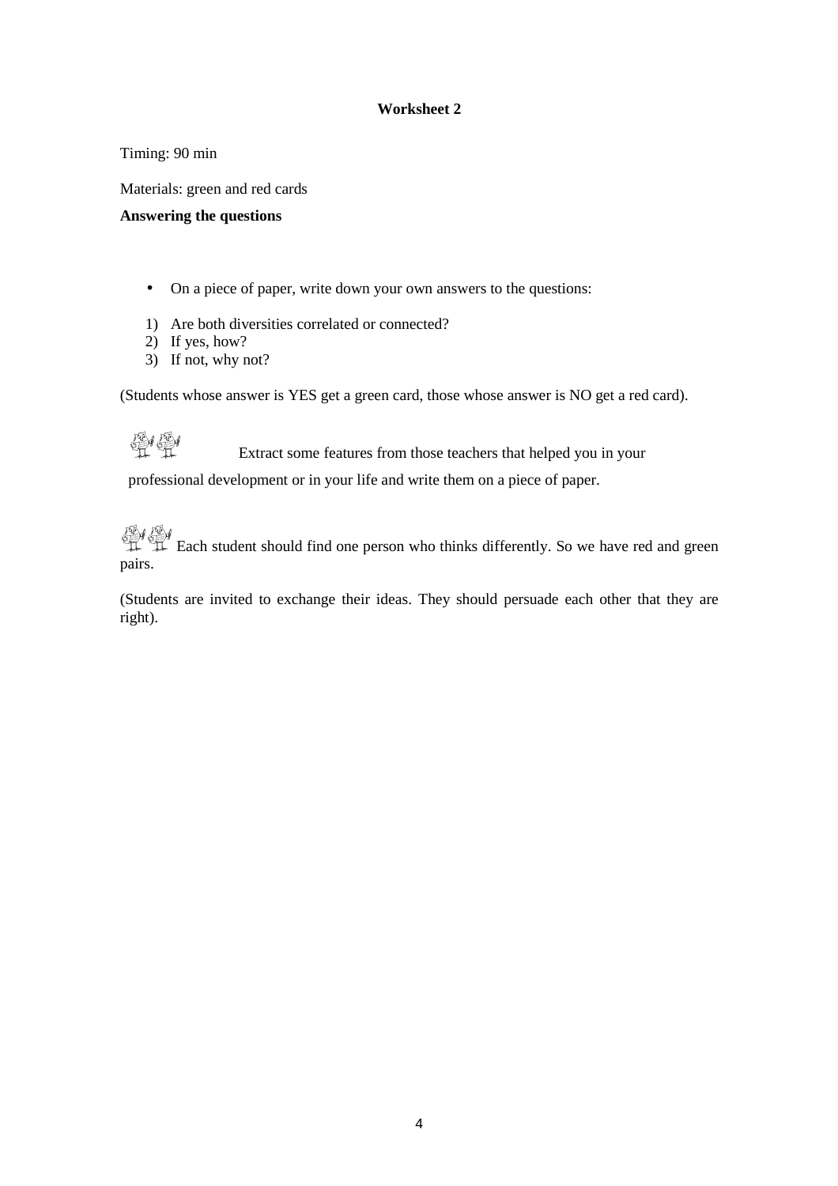**Worksheet 2**

Timing: 90 min

Materials: green and red cards

**Answering the questions**

- On a piece of paper, write down your own answers to the questions:

1) Are both diversities correlated or connected?
2) If yes, how?
3) If not, why not?

(Students whose answer is YES get a green card, those whose answer is NO get a red card).

Extract some features from those teachers that helped you in your professional development or in your life and write them on a piece of paper.

Each student should find one person who thinks differently. So we have red and green pairs.

(Students are invited to exchange their ideas. They should persuade each other that they are right).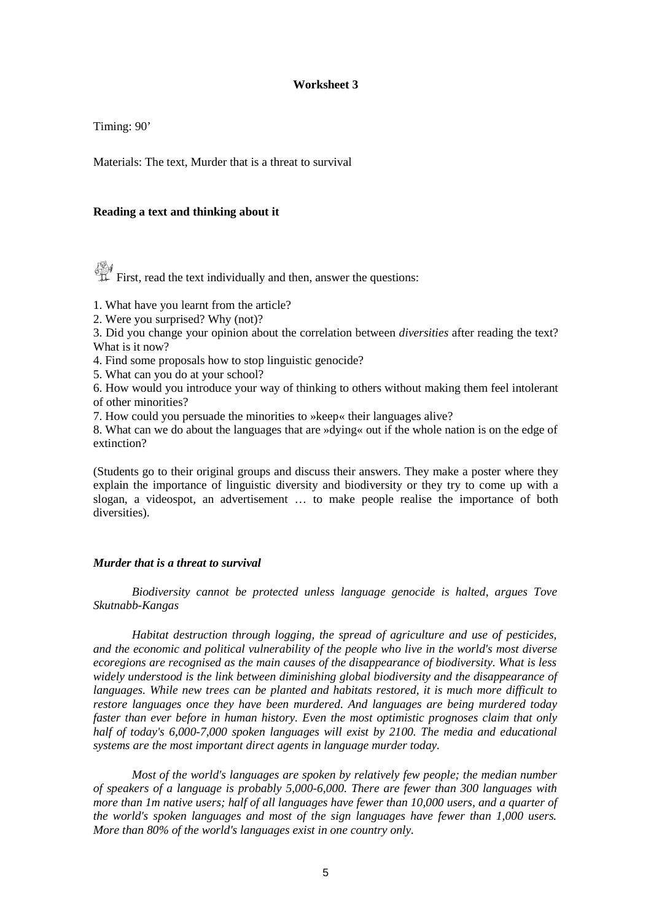**Worksheet 3**

Timing: 90'

Materials: The text, Murder that is a threat to survival

**Reading a text and thinking about it**

First, read the text individually and then, answer the questions:

1. What have you learnt from the article?
2. Were you surprised? Why (not)?
3. Did you change your opinion about the correlation between *diversities* after reading the text? What is it now?
4. Find some proposals how to stop linguistic genocide?
5. What can you do at your school?
6. How would you introduce your way of thinking to others without making them feel intolerant of other minorities?
7. How could you persuade the minorities to »keep« their languages alive?
8. What can we do about the languages that are »dying« out if the whole nation is on the edge of extinction?

(Students go to their original groups and discuss their answers. They make a poster where they explain the importance of linguistic diversity and biodiversity or they try to come up with a slogan, a videospot, an advertisement … to make people realise the importance of both diversities).

***Murder that is a threat to survival***

*Biodiversity cannot be protected unless language genocide is halted, argues Tove Skutnabb-Kangas*

*Habitat destruction through logging, the spread of agriculture and use of pesticides, and the economic and political vulnerability of the people who live in the world's most diverse ecoregions are recognised as the main causes of the disappearance of biodiversity. What is less widely understood is the link between diminishing global biodiversity and the disappearance of languages. While new trees can be planted and habitats restored, it is much more difficult to restore languages once they have been murdered. And languages are being murdered today faster than ever before in human history. Even the most optimistic prognoses claim that only half of today's 6,000-7,000 spoken languages will exist by 2100. The media and educational systems are the most important direct agents in language murder today.*

*Most of the world's languages are spoken by relatively few people; the median number of speakers of a language is probably 5,000-6,000. There are fewer than 300 languages with more than 1m native users; half of all languages have fewer than 10,000 users, and a quarter of the world's spoken languages and most of the sign languages have fewer than 1,000 users. More than 80% of the world's languages exist in one country only.*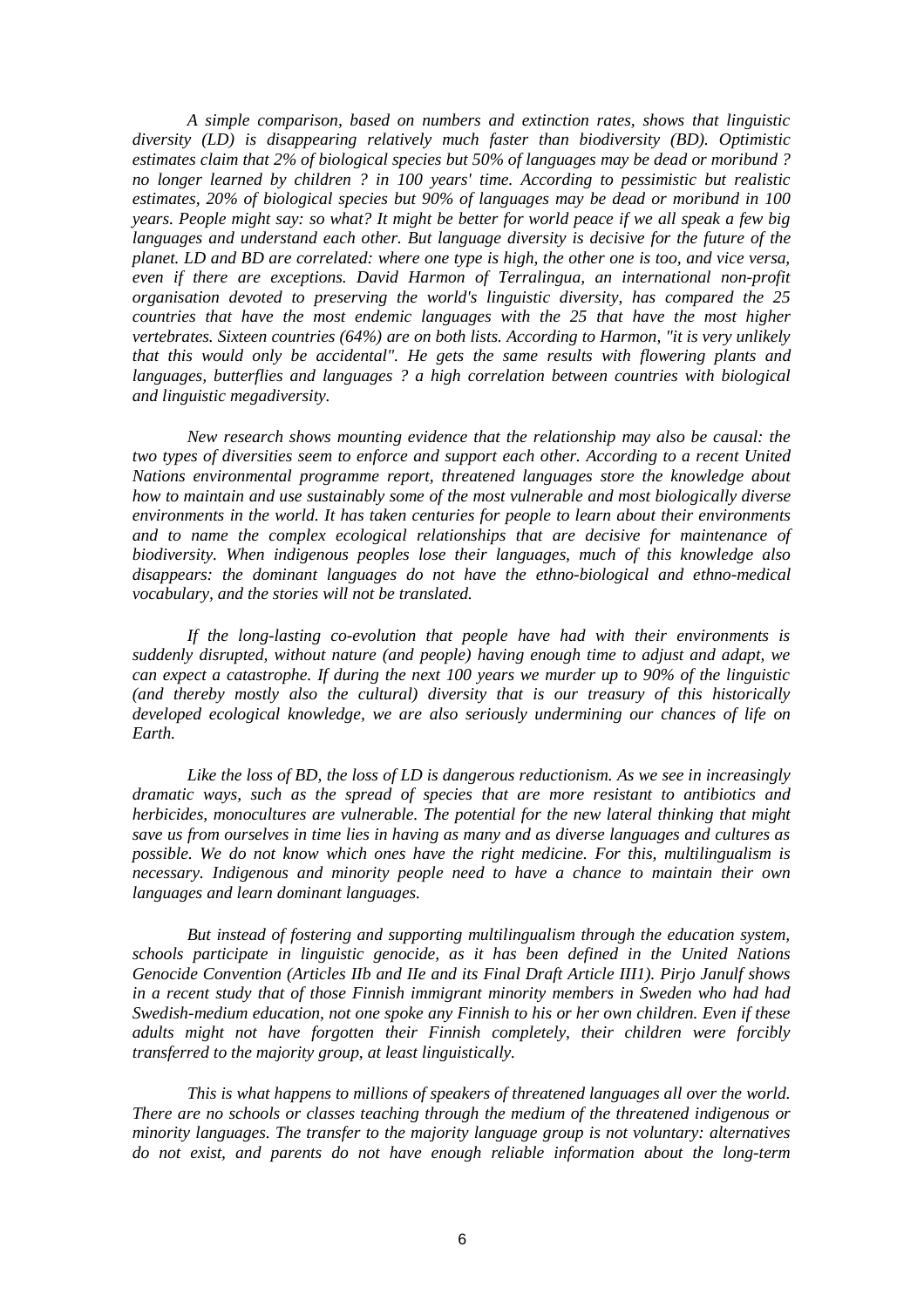*A simple comparison, based on numbers and extinction rates, shows that linguistic diversity (LD) is disappearing relatively much faster than biodiversity (BD). Optimistic estimates claim that 2% of biological species but 50% of languages may be dead or moribund ? no longer learned by children ? in 100 years' time. According to pessimistic but realistic estimates, 20% of biological species but 90% of languages may be dead or moribund in 100 years. People might say: so what? It might be better for world peace if we all speak a few big languages and understand each other. But language diversity is decisive for the future of the planet. LD and BD are correlated: where one type is high, the other one is too, and vice versa, even if there are exceptions. David Harmon of Terralingua, an international non-profit organisation devoted to preserving the world's linguistic diversity, has compared the 25 countries that have the most endemic languages with the 25 that have the most higher vertebrates. Sixteen countries (64%) are on both lists. According to Harmon, "it is very unlikely that this would only be accidental". He gets the same results with flowering plants and languages, butterflies and languages ? a high correlation between countries with biological and linguistic megadiversity.*

*New research shows mounting evidence that the relationship may also be causal: the two types of diversities seem to enforce and support each other. According to a recent United Nations environmental programme report, threatened languages store the knowledge about how to maintain and use sustainably some of the most vulnerable and most biologically diverse environments in the world. It has taken centuries for people to learn about their environments and to name the complex ecological relationships that are decisive for maintenance of biodiversity. When indigenous peoples lose their languages, much of this knowledge also disappears: the dominant languages do not have the ethno-biological and ethno-medical vocabulary, and the stories will not be translated.*

*If the long-lasting co-evolution that people have had with their environments is suddenly disrupted, without nature (and people) having enough time to adjust and adapt, we can expect a catastrophe. If during the next 100 years we murder up to 90% of the linguistic (and thereby mostly also the cultural) diversity that is our treasury of this historically developed ecological knowledge, we are also seriously undermining our chances of life on Earth.*

*Like the loss of BD, the loss of LD is dangerous reductionism. As we see in increasingly dramatic ways, such as the spread of species that are more resistant to antibiotics and herbicides, monocultures are vulnerable. The potential for the new lateral thinking that might save us from ourselves in time lies in having as many and as diverse languages and cultures as possible. We do not know which ones have the right medicine. For this, multilingualism is necessary. Indigenous and minority people need to have a chance to maintain their own languages and learn dominant languages.*

*But instead of fostering and supporting multilingualism through the education system, schools participate in linguistic genocide, as it has been defined in the United Nations Genocide Convention (Articles IIb and IIe and its Final Draft Article III1). Pirjo Janulf shows in a recent study that of those Finnish immigrant minority members in Sweden who had had Swedish-medium education, not one spoke any Finnish to his or her own children. Even if these adults might not have forgotten their Finnish completely, their children were forcibly transferred to the majority group, at least linguistically.*

*This is what happens to millions of speakers of threatened languages all over the world. There are no schools or classes teaching through the medium of the threatened indigenous or minority languages. The transfer to the majority language group is not voluntary: alternatives do not exist, and parents do not have enough reliable information about the long-term*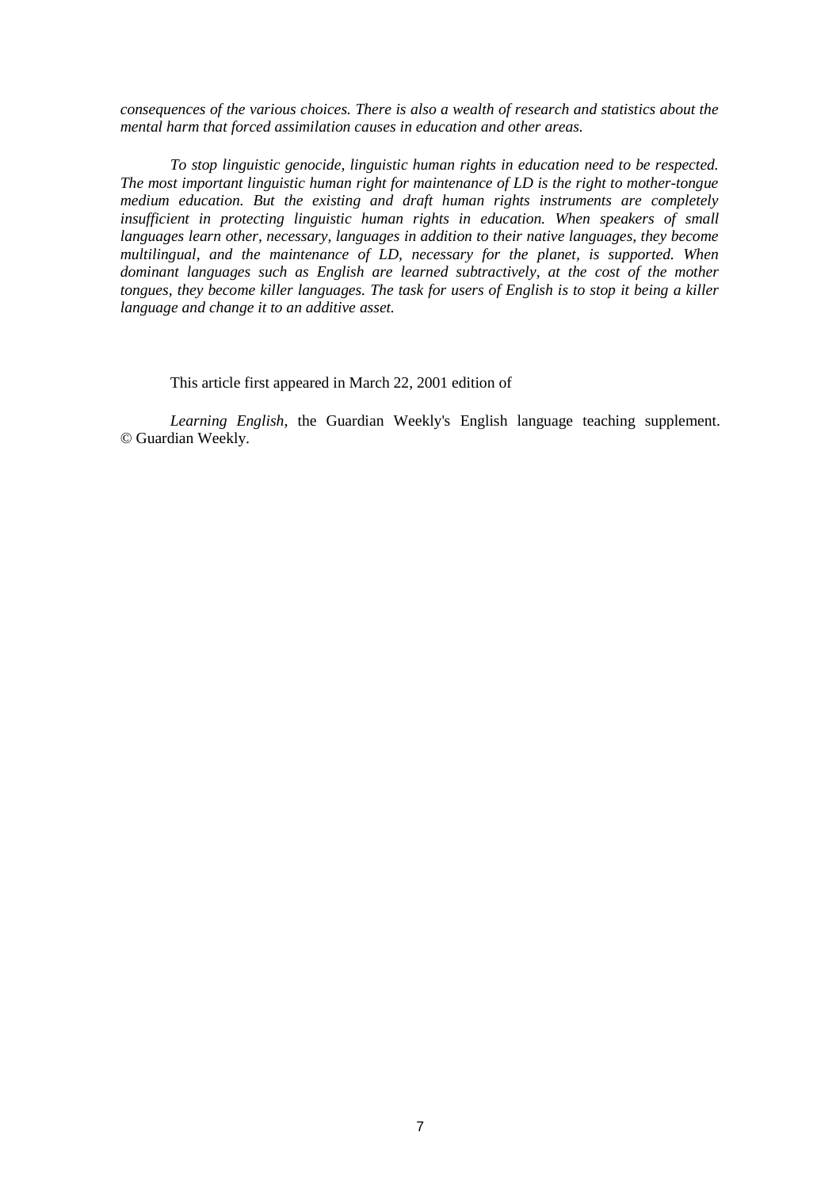*consequences of the various choices. There is also a wealth of research and statistics about the mental harm that forced assimilation causes in education and other areas.*

*To stop linguistic genocide, linguistic human rights in education need to be respected. The most important linguistic human right for maintenance of LD is the right to mother-tongue medium education. But the existing and draft human rights instruments are completely insufficient in protecting linguistic human rights in education. When speakers of small languages learn other, necessary, languages in addition to their native languages, they become multilingual, and the maintenance of LD, necessary for the planet, is supported. When dominant languages such as English are learned subtractively, at the cost of the mother tongues, they become killer languages. The task for users of English is to stop it being a killer language and change it to an additive asset.*

This article first appeared in March 22, 2001 edition of

*Learning English*, the Guardian Weekly's English language teaching supplement. © Guardian Weekly.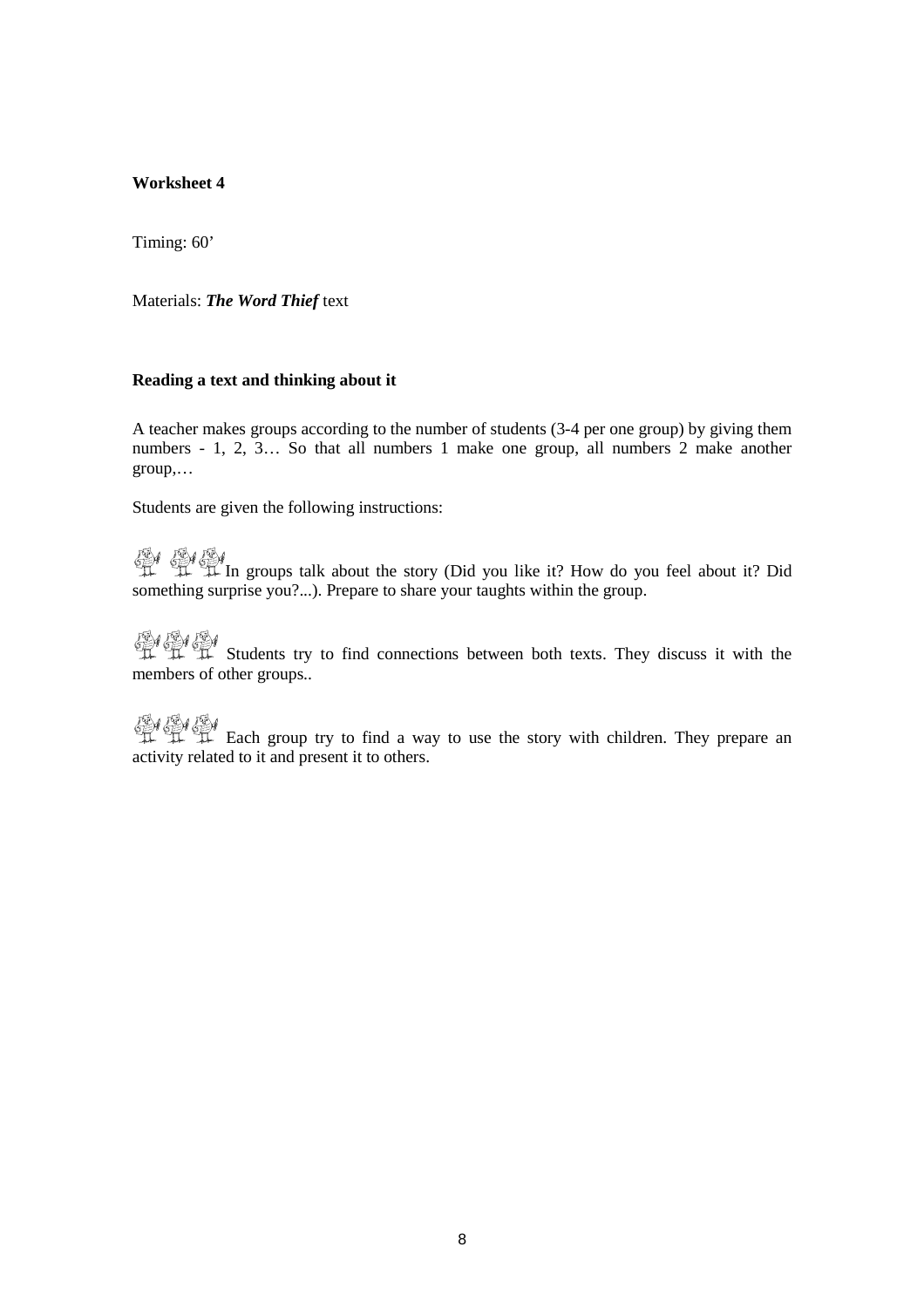**Worksheet 4**

Timing: 60’

Materials: ***The Word Thief*** text

**Reading a text and thinking about it**

A teacher makes groups according to the number of students (3-4 per one group) by giving them numbers - 1, 2, 3… So that all numbers 1 make one group, all numbers 2 make another group,…

Students are given the following instructions:

In groups talk about the story (Did you like it? How do you feel about it? Did something surprise you?...). Prepare to share your taughts within the group.

Students try to find connections between both texts. They discuss it with the members of other groups..

Each group try to find a way to use the story with children. They prepare an activity related to it and present it to others.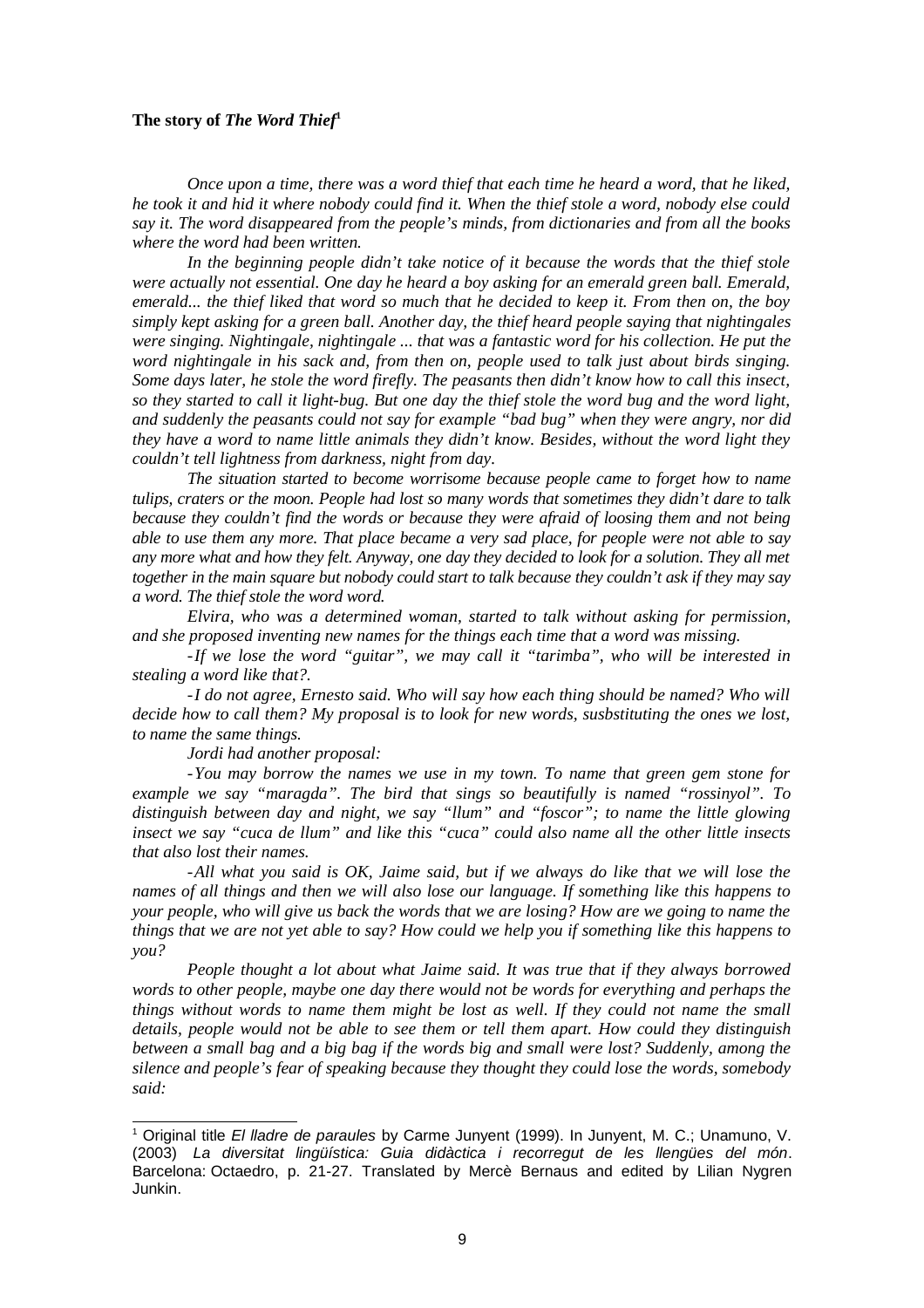**The story of *The Word Thief*[1]**

*Once upon a time, there was a word thief that each time he heard a word, that he liked, he took it and hid it where nobody could find it. When the thief stole a word, nobody else could say it. The word disappeared from the people's minds, from dictionaries and from all the books where the word had been written.*

*In the beginning people didn't take notice of it because the words that the thief stole were actually not essential. One day he heard a boy asking for an emerald green ball. Emerald, emerald... the thief liked that word so much that he decided to keep it. From then on, the boy simply kept asking for a green ball. Another day, the thief heard people saying that nightingales were singing. Nightingale, nightingale ... that was a fantastic word for his collection. He put the word nightingale in his sack and, from then on, people used to talk just about birds singing. Some days later, he stole the word firefly. The peasants then didn't know how to call this insect, so they started to call it light-bug. But one day the thief stole the word bug and the word light, and suddenly the peasants could not say for example "bad bug" when they were angry, nor did they have a word to name little animals they didn't know. Besides, without the word light they couldn't tell lightness from darkness, night from day.*

*The situation started to become worrisome because people came to forget how to name tulips, craters or the moon. People had lost so many words that sometimes they didn't dare to talk because they couldn't find the words or because they were afraid of loosing them and not being able to use them any more. That place became a very sad place, for people were not able to say any more what and how they felt. Anyway, one day they decided to look for a solution. They all met together in the main square but nobody could start to talk because they couldn't ask if they may say a word. The thief stole the word word.*

*Elvira, who was a determined woman, started to talk without asking for permission, and she proposed inventing new names for the things each time that a word was missing.*

*-If we lose the word "guitar", we may call it "tarimba", who will be interested in stealing a word like that?.*

*-I do not agree, Ernesto said. Who will say how each thing should be named? Who will decide how to call them? My proposal is to look for new words, susbstituting the ones we lost, to name the same things.*

*Jordi had another proposal:*

*-You may borrow the names we use in my town. To name that green gem stone for example we say "maragda". The bird that sings so beautifully is named "rossinyol". To distinguish between day and night, we say "llum" and "foscor"; to name the little glowing insect we say "cuca de llum" and like this "cuca" could also name all the other little insects that also lost their names.*

*-All what you said is OK, Jaime said, but if we always do like that we will lose the names of all things and then we will also lose our language. If something like this happens to your people, who will give us back the words that we are losing? How are we going to name the things that we are not yet able to say? How could we help you if something like this happens to you?*

*People thought a lot about what Jaime said. It was true that if they always borrowed words to other people, maybe one day there would not be words for everything and perhaps the things without words to name them might be lost as well. If they could not name the small details, people would not be able to see them or tell them apart. How could they distinguish between a small bag and a big bag if the words big and small were lost? Suddenly, among the silence and people's fear of speaking because they thought they could lose the words, somebody said:*

---

[1] Original title *El lladre de paraules* by Carme Junyent (1999). In Junyent, M. C.; Unamuno, V. (2003) *La diversitat lingüística: Guia didàctica i recorregut de les llengües del món*. Barcelona: Octaedro, p. 21-27. Translated by Mercè Bernaus and edited by Lilian Nygren Junkin.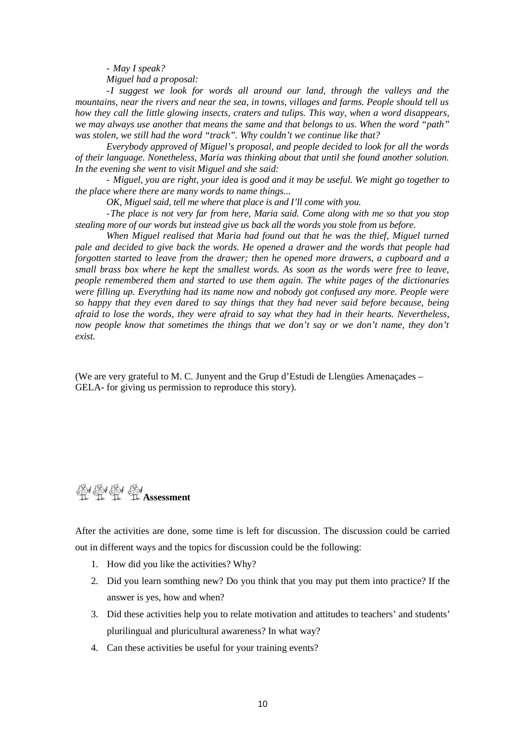*- May I speak?*

*Miguel had a proposal:*

*-I suggest we look for words all around our land, through the valleys and the mountains, near the rivers and near the sea, in towns, villages and farms. People should tell us how they call the little glowing insects, craters and tulips. This way, when a word disappears, we may always use another that means the same and that belongs to us. When the word "path" was stolen, we still had the word "track". Why couldn't we continue like that?*

*Everybody approved of Miguel's proposal, and people decided to look for all the words of their language. Nonetheless, Maria was thinking about that until she found another solution. In the evening she went to visit Miguel and she said:*

*- Miguel, you are right, your idea is good and it may be useful. We might go together to the place where there are many words to name things...*

*OK, Miguel said, tell me where that place is and I'll come with you.*

*-The place is not very far from here, Maria said. Come along with me so that you stop stealing more of our words but instead give us back all the words you stole from us before.*

*When Miguel realised that Maria had found out that he was the thief, Miguel turned pale and decided to give back the words. He opened a drawer and the words that people had forgotten started to leave from the drawer; then he opened more drawers, a cupboard and a small brass box where he kept the smallest words. As soon as the words were free to leave, people remembered them and started to use them again. The white pages of the dictionaries were filling up. Everything had its name now and nobody got confused any more. People were so happy that they even dared to say things that they had never said before because, being afraid to lose the words, they were afraid to say what they had in their hearts. Nevertheless, now people know that sometimes the things that we don't say or we don't name, they don't exist.*

(We are very grateful to M. C. Junyent and the Grup d'Estudi de Llengües Amenaçades – GELA- for giving us permission to reproduce this story).

## Assessment

After the activities are done, some time is left for discussion. The discussion could be carried out in different ways and the topics for discussion could be the following:

1. How did you like the activities? Why?
2. Did you learn somthing new? Do you think that you may put them into practice? If the answer is yes, how and when?
3. Did these activities help you to relate motivation and attitudes to teachers' and students' plurilingual and pluricultural awareness? In what way?
4. Can these activities be useful for your training events?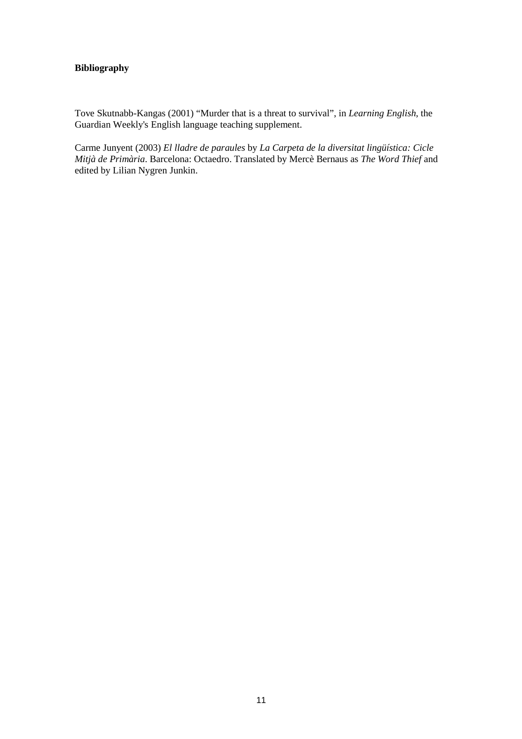**Bibliography**

Tove Skutnabb-Kangas (2001) “Murder that is a threat to survival”, in *Learning English*, the Guardian Weekly's English language teaching supplement.

Carme Junyent (2003) *El lladre de paraules* by *La Carpeta de la diversitat lingüística: Cicle Mitjà de Primària*. Barcelona: Octaedro. Translated by Mercè Bernaus as *The Word Thief* and edited by Lilian Nygren Junkin.